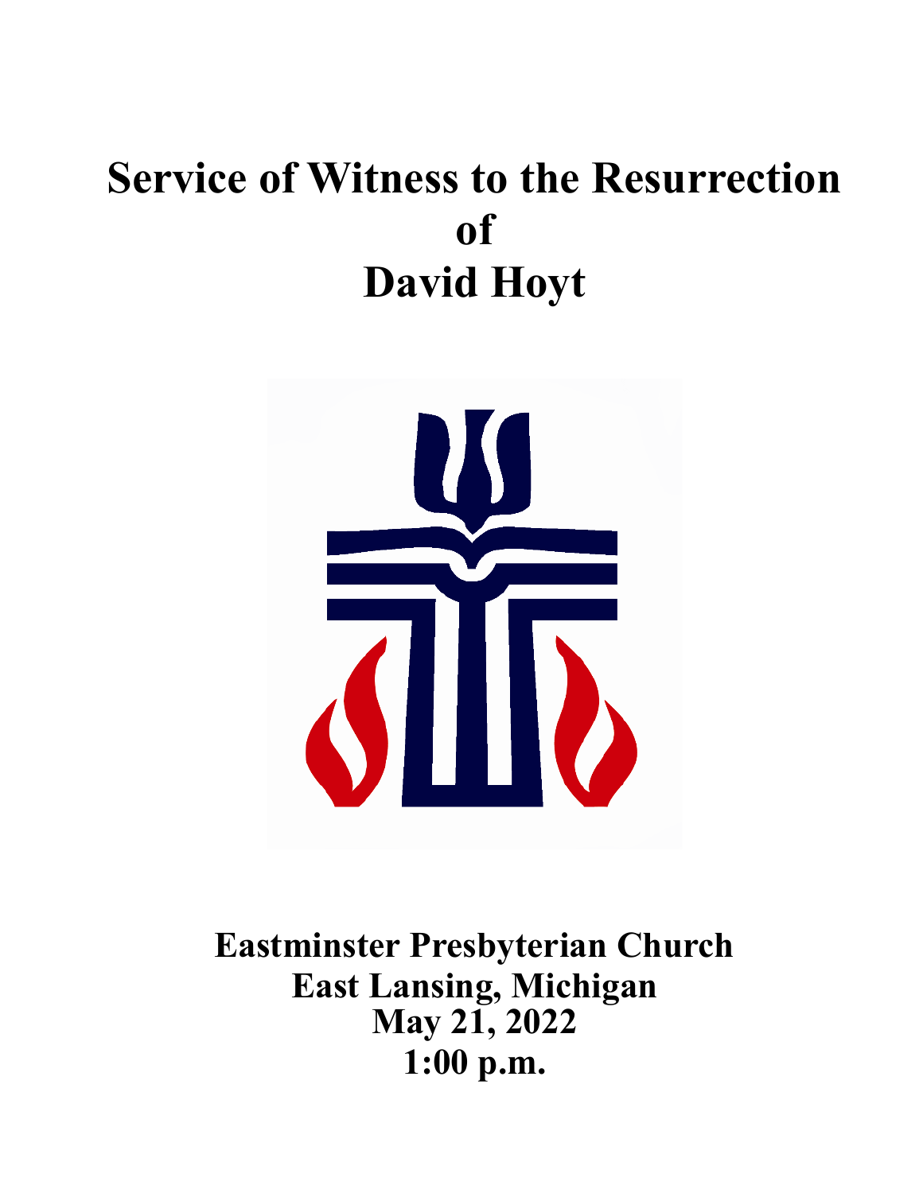# Service of Witness to the Resurrection
# of
# David Hoyt

**Eastminster Presbyterian Church**
**East Lansing, Michigan**
**May 21, 2022**
**1:00 p.m.**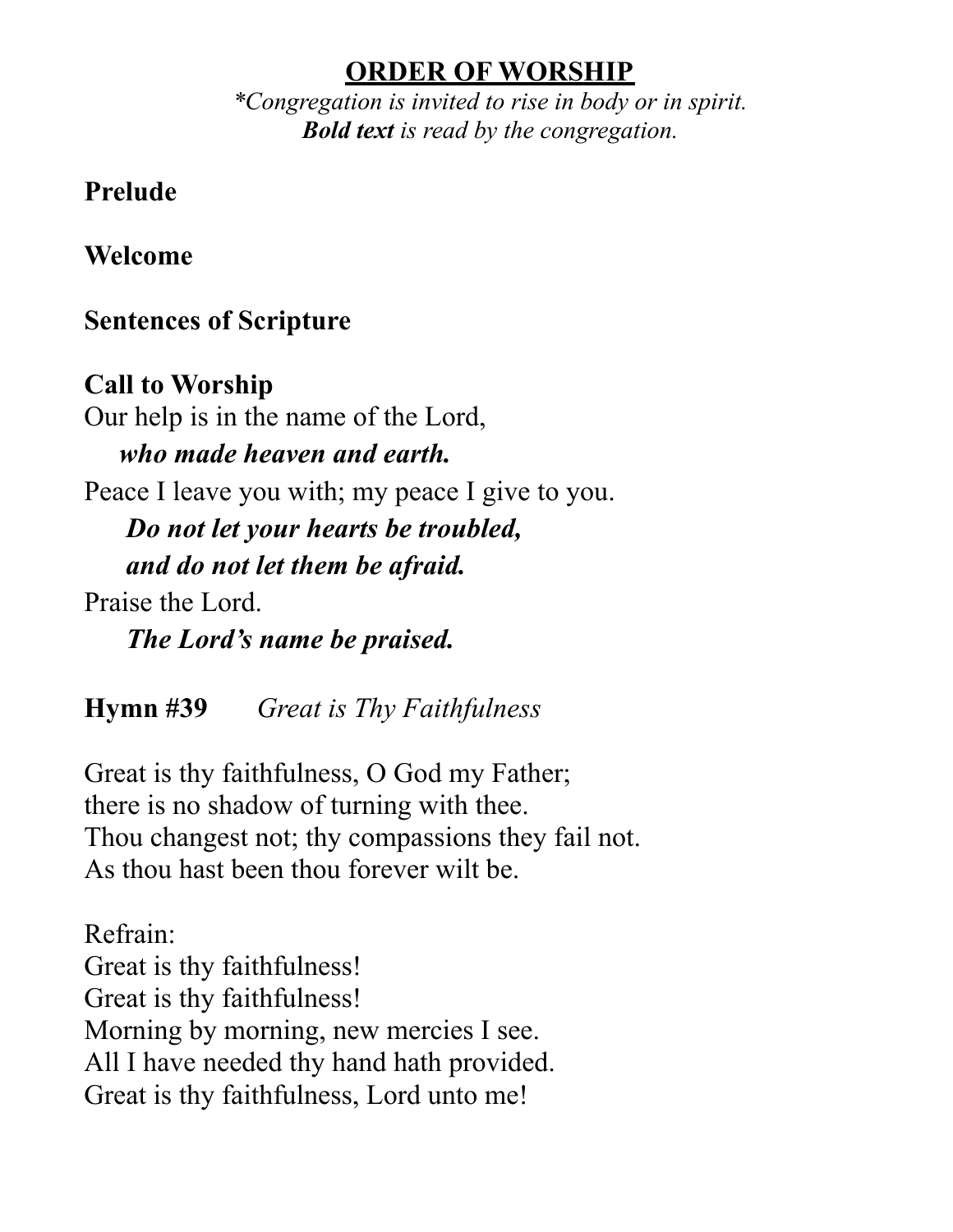# ORDER OF WORSHIP

*\*Congregation is invited to rise in body or in spirit.*
***Bold text*** *is read by the congregation.*

**Prelude**

**Welcome**

**Sentences of Scripture**

**Call to Worship**

Our help is in the name of the Lord,
***who made heaven and earth.***
Peace I leave you with; my peace I give to you.
***Do not let your hearts be troubled,***
***and do not let them be afraid.***
Praise the Lord.
***The Lord's name be praised.***

**Hymn #39** *Great is Thy Faithfulness*

Great is thy faithfulness, O God my Father;
there is no shadow of turning with thee.
Thou changest not; thy compassions they fail not.
As thou hast been thou forever wilt be.

Refrain:
Great is thy faithfulness!
Great is thy faithfulness!
Morning by morning, new mercies I see.
All I have needed thy hand hath provided.
Great is thy faithfulness, Lord unto me!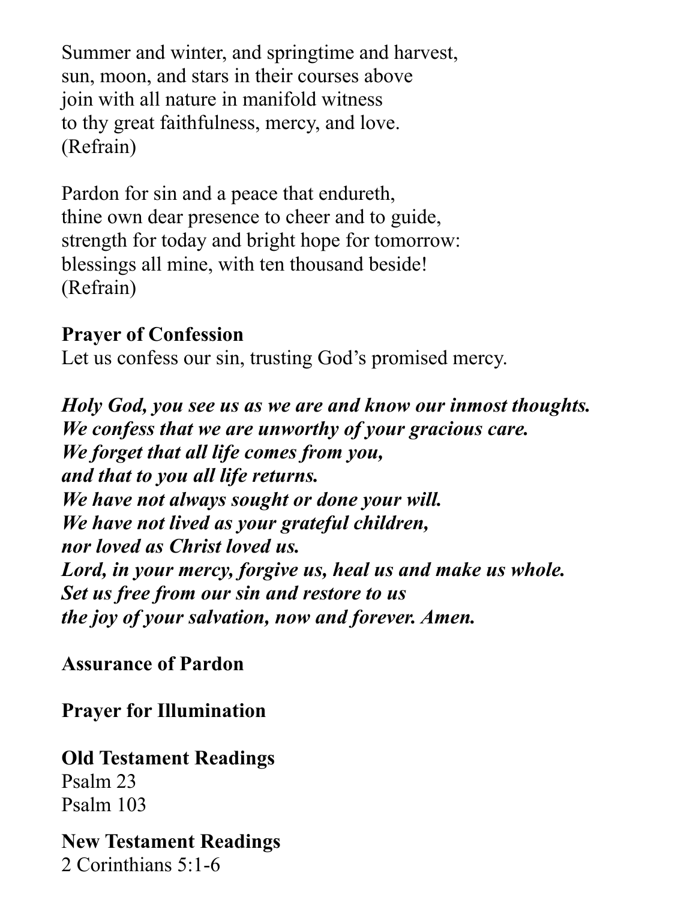Summer and winter, and springtime and harvest,
sun, moon, and stars in their courses above
join with all nature in manifold witness
to thy great faithfulness, mercy, and love.
(Refrain)

Pardon for sin and a peace that endureth,
thine own dear presence to cheer and to guide,
strength for today and bright hope for tomorrow:
blessings all mine, with ten thousand beside!
(Refrain)

**Prayer of Confession**
Let us confess our sin, trusting God's promised mercy.

***Holy God, you see us as we are and know our inmost thoughts.***
***We confess that we are unworthy of your gracious care.***
***We forget that all life comes from you,***
***and that to you all life returns.***
***We have not always sought or done your will.***
***We have not lived as your grateful children,***
***nor loved as Christ loved us.***
***Lord, in your mercy, forgive us, heal us and make us whole.***
***Set us free from our sin and restore to us***
***the joy of your salvation, now and forever. Amen.***

**Assurance of Pardon**

**Prayer for Illumination**

**Old Testament Readings**
Psalm 23
Psalm 103

**New Testament Readings**
2 Corinthians 5:1-6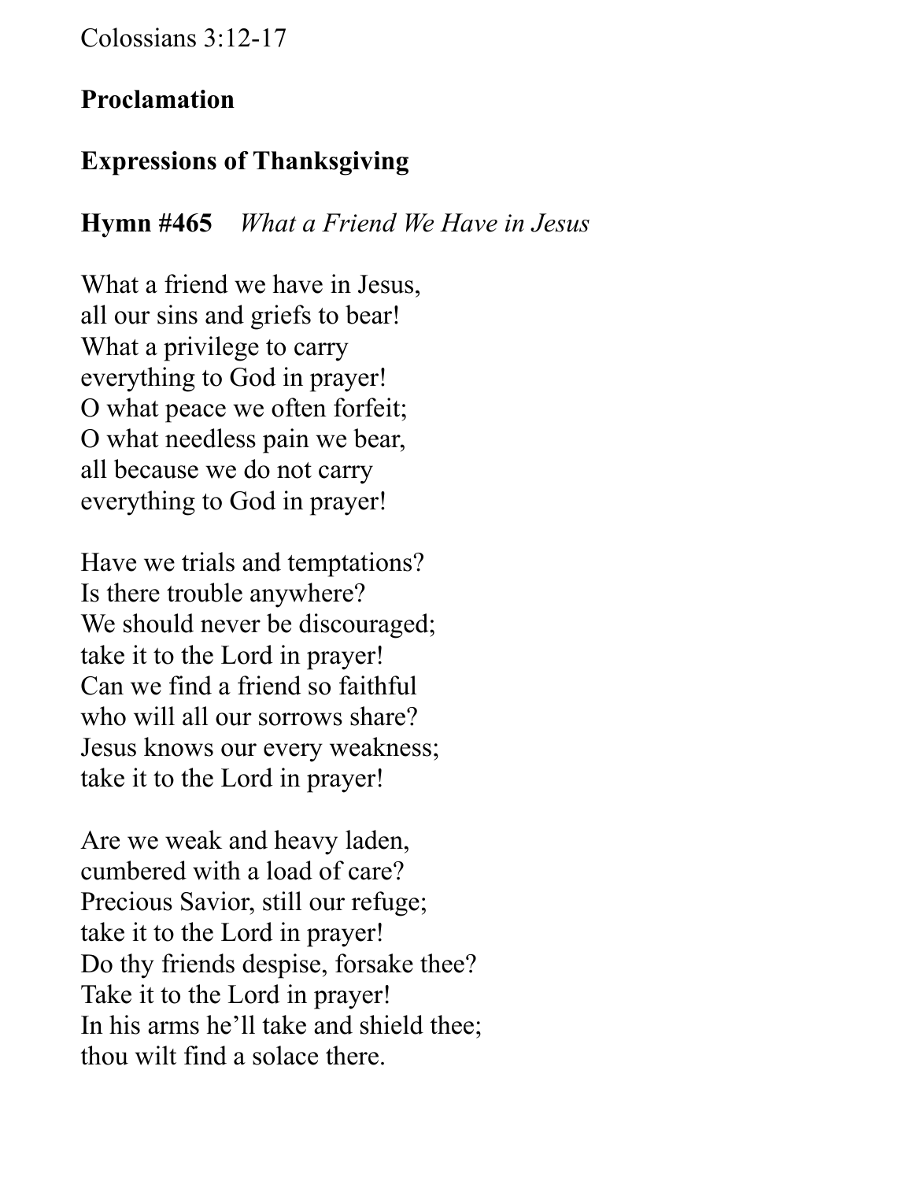Colossians 3:12-17

**Proclamation**

**Expressions of Thanksgiving**

**Hymn #465** *What a Friend We Have in Jesus*

What a friend we have in Jesus,
all our sins and griefs to bear!
What a privilege to carry
everything to God in prayer!
O what peace we often forfeit;
O what needless pain we bear,
all because we do not carry
everything to God in prayer!

Have we trials and temptations?
Is there trouble anywhere?
We should never be discouraged;
take it to the Lord in prayer!
Can we find a friend so faithful
who will all our sorrows share?
Jesus knows our every weakness;
take it to the Lord in prayer!

Are we weak and heavy laden,
cumbered with a load of care?
Precious Savior, still our refuge;
take it to the Lord in prayer!
Do thy friends despise, forsake thee?
Take it to the Lord in prayer!
In his arms he'll take and shield thee;
thou wilt find a solace there.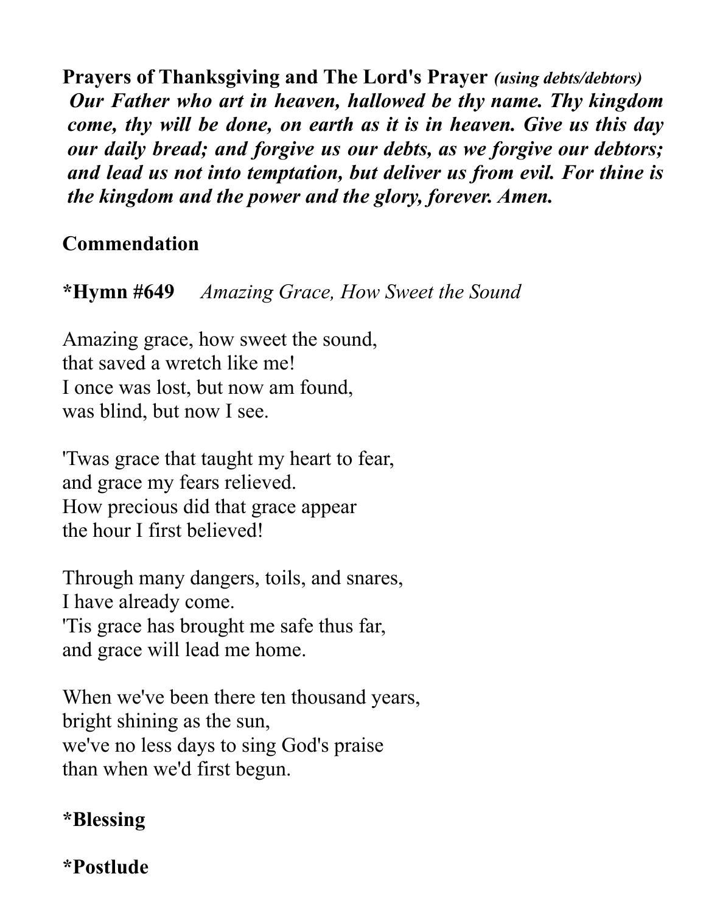**Prayers of Thanksgiving and The Lord's Prayer** ***(using debts/debtors)***
***Our Father who art in heaven, hallowed be thy name. Thy kingdom come, thy will be done, on earth as it is in heaven. Give us this day our daily bread; and forgive us our debts, as we forgive our debtors; and lead us not into temptation, but deliver us from evil. For thine is the kingdom and the power and the glory, forever. Amen.***

**Commendation**

**\*Hymn #649** *Amazing Grace, How Sweet the Sound*

Amazing grace, how sweet the sound,
that saved a wretch like me!
I once was lost, but now am found,
was blind, but now I see.

'Twas grace that taught my heart to fear,
and grace my fears relieved.
How precious did that grace appear
the hour I first believed!

Through many dangers, toils, and snares,
I have already come.
'Tis grace has brought me safe thus far,
and grace will lead me home.

When we've been there ten thousand years,
bright shining as the sun,
we've no less days to sing God's praise
than when we'd first begun.

**\*Blessing**

**\*Postlude**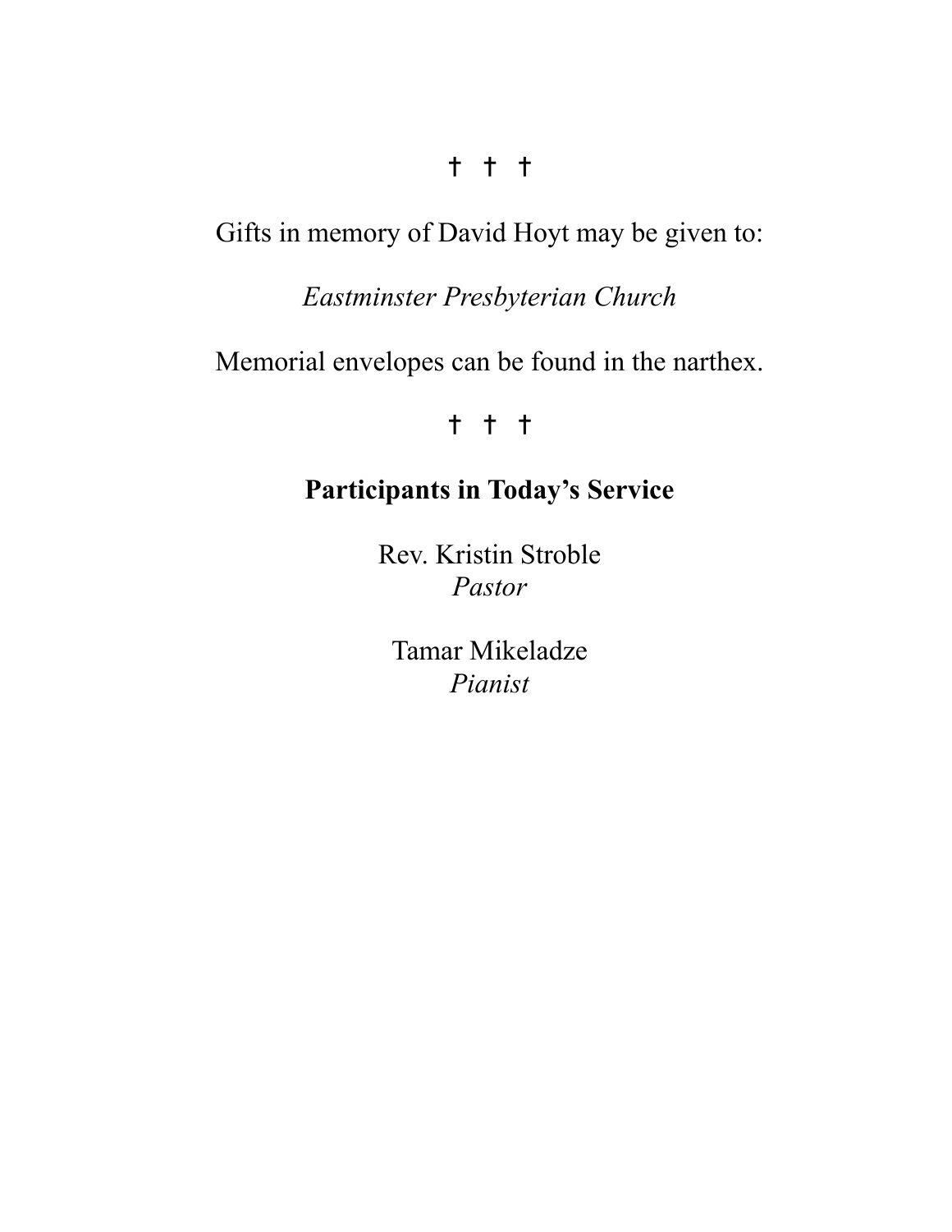† † †

Gifts in memory of David Hoyt may be given to:

*Eastminster Presbyterian Church*

Memorial envelopes can be found in the narthex.

† † †

**Participants in Today's Service**

Rev. Kristin Stroble
*Pastor*

Tamar Mikeladze
*Pianist*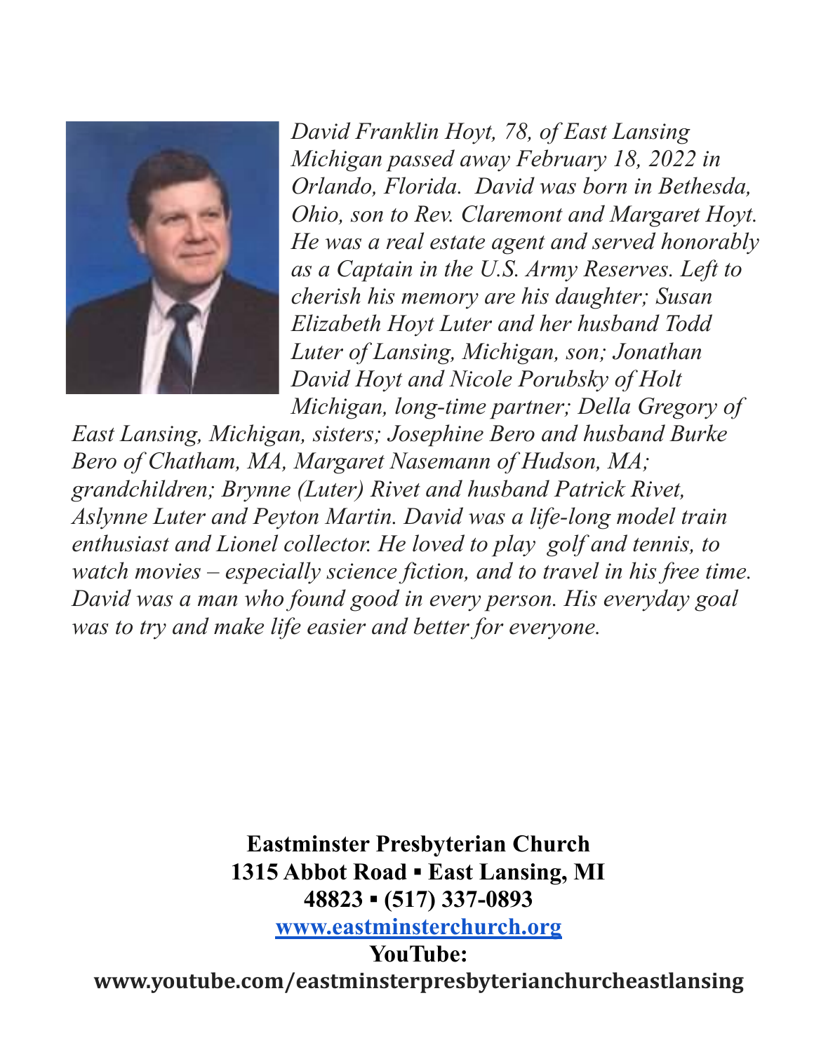*David Franklin Hoyt, 78, of East Lansing Michigan passed away February 18, 2022 in Orlando, Florida. David was born in Bethesda, Ohio, son to Rev. Claremont and Margaret Hoyt. He was a real estate agent and served honorably as a Captain in the U.S. Army Reserves. Left to cherish his memory are his daughter; Susan Elizabeth Hoyt Luter and her husband Todd Luter of Lansing, Michigan, son; Jonathan David Hoyt and Nicole Porubsky of Holt Michigan, long-time partner; Della Gregory of East Lansing, Michigan, sisters; Josephine Bero and husband Burke Bero of Chatham, MA, Margaret Nasemann of Hudson, MA; grandchildren; Brynne (Luter) Rivet and husband Patrick Rivet, Aslynne Luter and Peyton Martin. David was a life-long model train enthusiast and Lionel collector. He loved to play golf and tennis, to watch movies – especially science fiction, and to travel in his free time. David was a man who found good in every person. His everyday goal was to try and make life easier and better for everyone.*

**Eastminster Presbyterian Church**
**1315 Abbot Road ▪ East Lansing, MI 48823 ▪ (517) 337-0893**
**[www.eastminsterchurch.org](http://www.eastminsterchurch.org)**
**YouTube:**
**www.youtube.com/eastminsterpresbyterianchurcheastlansing**